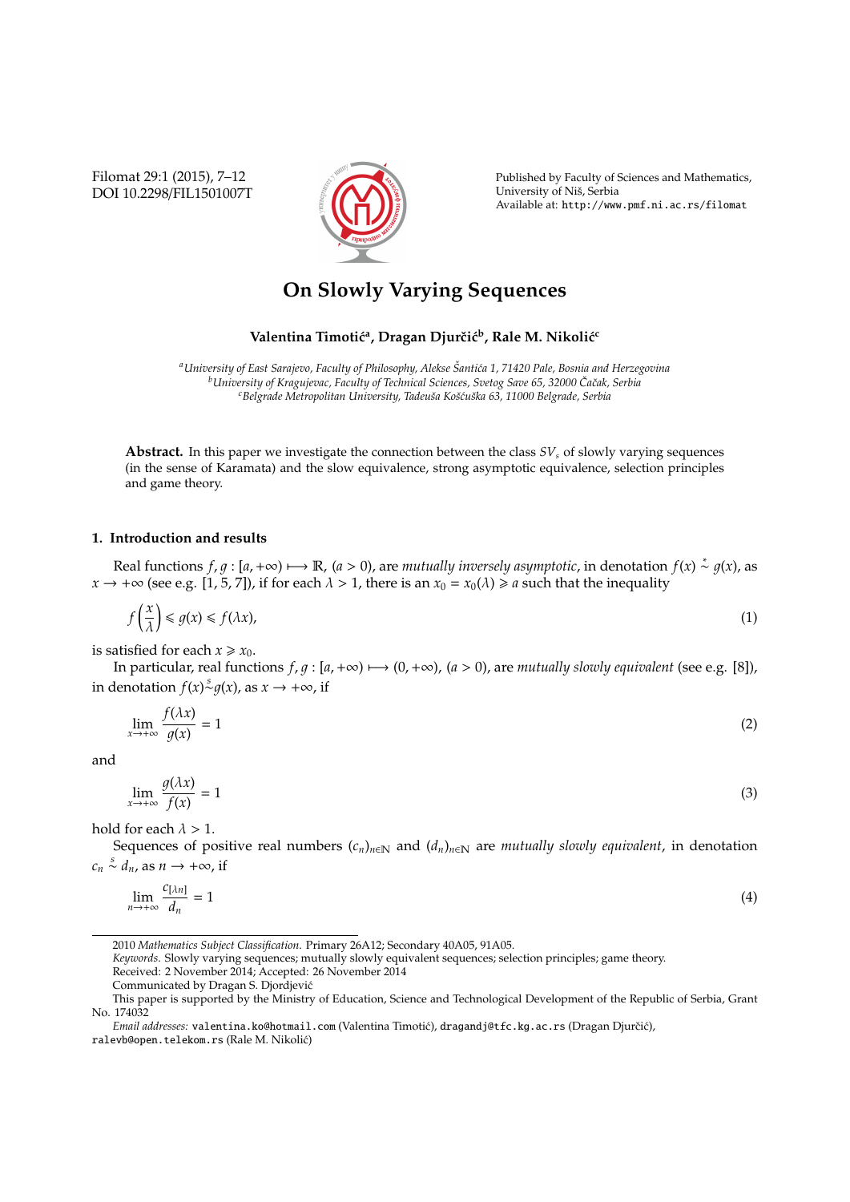# On Slowly Varying Sequences

**Valentina Timotić[a], Dragan Djurčić[b], Rale M. Nikolić[c]**

[a] *University of East Sarajevo, Faculty of Philosophy, Alekse Šantića 1, 71420 Pale, Bosnia and Herzegovina*
[b] *University of Kragujevac, Faculty of Technical Sciences, Svetog Save 65, 32000 Čačak, Serbia*
[c] *Belgrade Metropolitan University, Tadeuša Košćuška 63, 11000 Belgrade, Serbia*

**Abstract.** In this paper we investigate the connection between the class $SV_s$ of slowly varying sequences (in the sense of Karamata) and the slow equivalence, strong asymptotic equivalence, selection principles and game theory.

## 1. Introduction and results

Real functions $f, g : [a, +\infty) \longmapsto \mathbb{R}$, $(a > 0)$, are *mutually inversely asymptotic*, in denotation $f(x) \overset{*}{\sim} g(x)$, as $x \to +\infty$ (see e.g. [1, 5, 7]), if for each $\lambda > 1$, there is an $x_0 = x_0(\lambda) \geqslant a$ such that the inequality

$$f\left(\frac{x}{\lambda}\right) \leqslant g(x) \leqslant f(\lambda x), \tag{1}$$

is satisfied for each $x \geqslant x_0$.

In particular, real functions $f, g : [a, +\infty) \longmapsto (0, +\infty)$, $(a > 0)$, are *mutually slowly equivalent* (see e.g. [8]), in denotation $f(x) \overset{s}{\sim} g(x)$, as $x \to +\infty$, if

$$\lim_{x \to +\infty} \frac{f(\lambda x)}{g(x)} = 1 \tag{2}$$

and

$$\lim_{x \to +\infty} \frac{g(\lambda x)}{f(x)} = 1 \tag{3}$$

hold for each $\lambda > 1$.

Sequences of positive real numbers $(c_n)_{n \in \mathbb{N}}$ and $(d_n)_{n \in \mathbb{N}}$ are *mutually slowly equivalent*, in denotation $c_n \overset{s}{\sim} d_n$, as $n \to +\infty$, if

$$\lim_{n \to +\infty} \frac{c_{[\lambda n]}}{d_n} = 1 \tag{4}$$

---

2010 *Mathematics Subject Classification.* Primary 26A12; Secondary 40A05, 91A05.

*Keywords.* Slowly varying sequences; mutually slowly equivalent sequences; selection principles; game theory.

Received: 2 November 2014; Accepted: 26 November 2014

Communicated by Dragan S. Djordjević

This paper is supported by the Ministry of Education, Science and Technological Development of the Republic of Serbia, Grant No. 174032

*Email addresses:* valentina.ko@hotmail.com (Valentina Timotić), dragandj@tfc.kg.ac.rs (Dragan Djurčić), ralevb@open.telekom.rs (Rale M. Nikolić)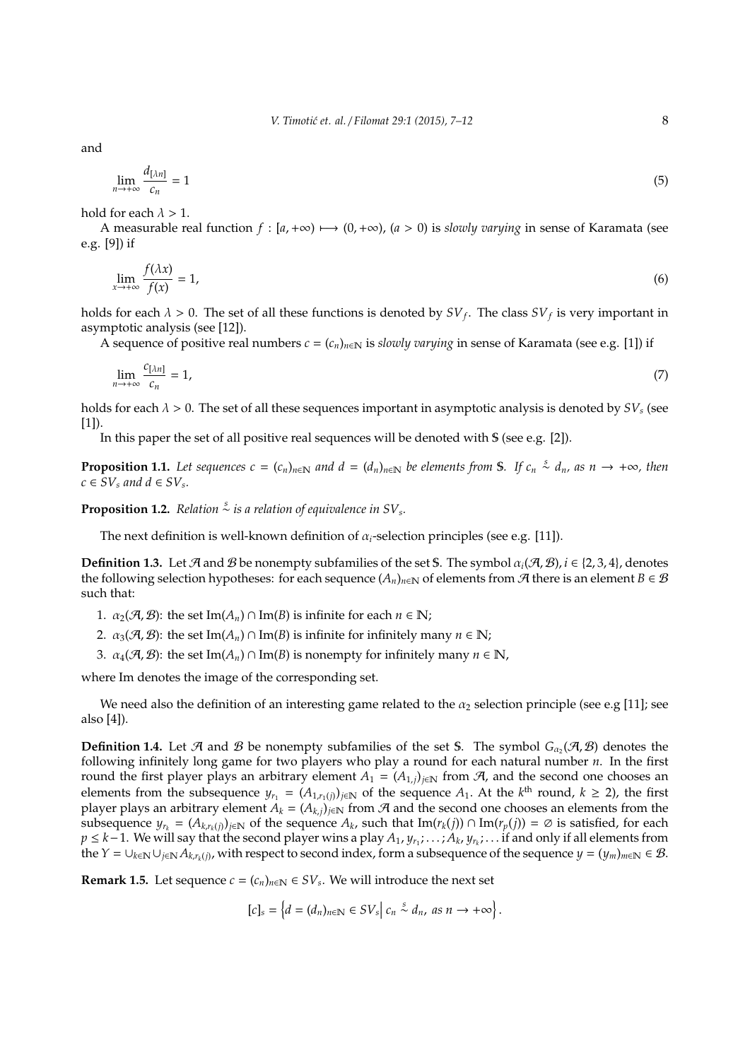and

$$\lim_{n\to+\infty} \frac{d_{[\lambda n]}}{c_n} = 1 \tag{5}$$

hold for each $\lambda > 1$.

A measurable real function $f : [a, +\infty) \longmapsto (0, +\infty)$, $(a > 0)$ is *slowly varying* in sense of Karamata (see e.g. [9]) if

$$\lim_{x\to+\infty} \frac{f(\lambda x)}{f(x)} = 1, \tag{6}$$

holds for each $\lambda > 0$. The set of all these functions is denoted by $SV_f$. The class $SV_f$ is very important in asymptotic analysis (see [12]).

A sequence of positive real numbers $c = (c_n)_{n\in\mathbb{N}}$ is *slowly varying* in sense of Karamata (see e.g. [1]) if

$$\lim_{n\to+\infty} \frac{c_{[\lambda n]}}{c_n} = 1, \tag{7}$$

holds for each $\lambda > 0$. The set of all these sequences important in asymptotic analysis is denoted by $SV_s$ (see [1]).

In this paper the set of all positive real sequences will be denoted with $\mathbb{S}$ (see e.g. [2]).

**Proposition 1.1.** *Let sequences $c = (c_n)_{n\in\mathbb{N}}$ and $d = (d_n)_{n\in\mathbb{N}}$ be elements from $\mathbb{S}$. If $c_n \overset{s}{\sim} d_n$, as $n \to +\infty$, then $c \in SV_s$ and $d \in SV_s$.*

**Proposition 1.2.** *Relation $\overset{s}{\sim}$ is a relation of equivalence in $SV_s$.*

The next definition is well-known definition of $\alpha_i$-selection principles (see e.g. [11]).

**Definition 1.3.** Let $\mathcal{A}$ and $\mathcal{B}$ be nonempty subfamilies of the set $\mathbb{S}$. The symbol $\alpha_i(\mathcal{A}, \mathcal{B})$, $i \in \{2, 3, 4\}$, denotes the following selection hypotheses: for each sequence $(A_n)_{n\in\mathbb{N}}$ of elements from $\mathcal{A}$ there is an element $B \in \mathcal{B}$ such that:

1. $\alpha_2(\mathcal{A}, \mathcal{B})$: the set $\mathrm{Im}(A_n) \cap \mathrm{Im}(B)$ is infinite for each $n \in \mathbb{N}$;
2. $\alpha_3(\mathcal{A}, \mathcal{B})$: the set $\mathrm{Im}(A_n) \cap \mathrm{Im}(B)$ is infinite for infinitely many $n \in \mathbb{N}$;
3. $\alpha_4(\mathcal{A}, \mathcal{B})$: the set $\mathrm{Im}(A_n) \cap \mathrm{Im}(B)$ is nonempty for infinitely many $n \in \mathbb{N}$,

where Im denotes the image of the corresponding set.

We need also the definition of an interesting game related to the $\alpha_2$ selection principle (see e.g [11]; see also [4]).

**Definition 1.4.** Let $\mathcal{A}$ and $\mathcal{B}$ be nonempty subfamilies of the set $\mathbb{S}$. The symbol $G_{\alpha_2}(\mathcal{A}, \mathcal{B})$ denotes the following infinitely long game for two players who play a round for each natural number $n$. In the first round the first player plays an arbitrary element $A_1 = (A_{1,j})_{j\in\mathbb{N}}$ from $\mathcal{A}$, and the second one chooses an elements from the subsequence $y_{r_1} = (A_{1,r_1(j)})_{j\in\mathbb{N}}$ of the sequence $A_1$. At the $k^{\text{th}}$ round, $k \geq 2$), the first player plays an arbitrary element $A_k = (A_{k,j})_{j\in\mathbb{N}}$ from $\mathcal{A}$ and the second one chooses an elements from the subsequence $y_{r_k} = (A_{k,r_k(j)})_{j\in\mathbb{N}}$ of the sequence $A_k$, such that $\mathrm{Im}(r_k(j)) \cap \mathrm{Im}(r_p(j)) = \emptyset$ is satisfied, for each $p \leq k-1$. We will say that the second player wins a play $A_1, y_{r_1}; \ldots; A_k, y_{r_k}; \ldots$ if and only if all elements from the $Y = \cup_{k\in\mathbb{N}} \cup_{j\in\mathbb{N}} A_{k,r_k(j)}$, with respect to second index, form a subsequence of the sequence $y = (y_m)_{m\in\mathbb{N}} \in \mathcal{B}$.

**Remark 1.5.** Let sequence $c = (c_n)_{n\in\mathbb{N}} \in SV_s$. We will introduce the next set

$$[c]_s = \left\{ d = (d_n)_{n\in\mathbb{N}} \in SV_s \middle| \, c_n \overset{s}{\sim} d_n, \text{ as } n \to +\infty \right\}.$$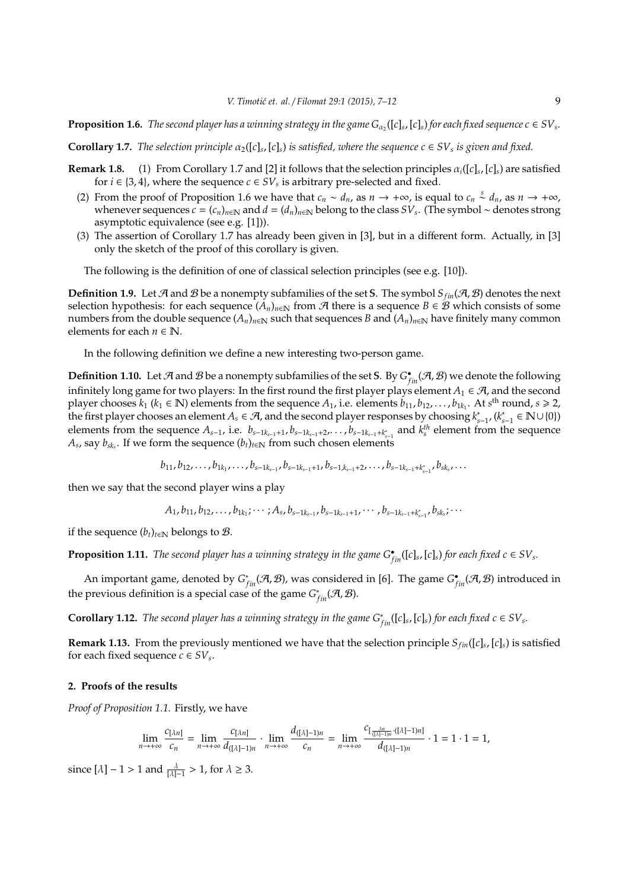**Proposition 1.6.** *The second player has a winning strategy in the game $G_{\alpha_2}([c]_s, [c]_s)$ for each fixed sequence $c \in SV_s$.*

**Corollary 1.7.** *The selection principle $\alpha_2([c]_s, [c]_s)$ is satisfied, where the sequence $c \in SV_s$ is given and fixed.*

**Remark 1.8.** (1) From Corollary 1.7 and [2] it follows that the selection principles $\alpha_i([c]_s, [c]_s)$ are satisfied for $i \in \{3, 4\}$, where the sequence $c \in SV_s$ is arbitrary pre-selected and fixed.

(2) From the proof of Proposition 1.6 we have that $c_n \sim d_n$, as $n \to +\infty$, is equal to $c_n \overset{s}{\sim} d_n$, as $n \to +\infty$, whenever sequences $c = (c_n)_{n\in\mathbb{N}}$ and $d = (d_n)_{n\in\mathbb{N}}$ belong to the class $SV_s$. (The symbol $\sim$ denotes strong asymptotic equivalence (see e.g. [1])).

(3) The assertion of Corollary 1.7 has already been given in [3], but in a different form. Actually, in [3] only the sketch of the proof of this corollary is given.

The following is the definition of one of classical selection principles (see e.g. [10]).

**Definition 1.9.** Let $\mathcal{A}$ and $\mathcal{B}$ be a nonempty subfamilies of the set $\mathbb{S}$. The symbol $S_{fin}(\mathcal{A}, \mathcal{B})$ denotes the next selection hypothesis: for each sequence $(A_n)_{n\in\mathbb{N}}$ from $\mathcal{A}$ there is a sequence $B \in \mathcal{B}$ which consists of some numbers from the double sequence $(A_n)_{n\in\mathbb{N}}$ such that sequences $B$ and $(A_n)_{n\in\mathbb{N}}$ have finitely many common elements for each $n \in \mathbb{N}$.

In the following definition we define a new interesting two-person game.

**Definition 1.10.** Let $\mathcal{A}$ and $\mathcal{B}$ be a nonempty subfamilies of the set $\mathbb{S}$. By $G^{\bullet}_{fin}(\mathcal{A}, \mathcal{B})$ we denote the following infinitely long game for two players: In the first round the first player plays element $A_1 \in \mathcal{A}$, and the second player chooses $k_1$ ($k_1 \in \mathbb{N}$) elements from the sequence $A_1$, i.e. elements $b_{11}, b_{12}, \dots, b_{1k_1}$. At $s^{\text{th}}$ round, $s \geqslant 2$, the first player chooses an element $A_s \in \mathcal{A}$, and the second player responses by choosing $k^*_{s-1}$, ($k^*_{s-1} \in \mathbb{N} \cup \{0\}$) elements from the sequence $A_{s-1}$, i.e. $b_{s-1k_{s-1}+1}, b_{s-1k_{s-1}+2}, \dots, b_{s-1k_{s-1}+k^*_{s-1}}$ and $k_s^{th}$ element from the sequence $A_s$, say $b_{sk_s}$. If we form the sequence $(b_t)_{t\in\mathbb{N}}$ from such chosen elements

$$b_{11}, b_{12}, \dots, b_{1k_1}, \dots, b_{s-1k_{s-1}}, b_{s-1k_{s-1}+1}, b_{s-1,k_{s-1}+2}, \dots, b_{s-1k_{s-1}+k^*_{s-1}}, b_{sk_s}, \dots$$

then we say that the second player wins a play

$$A_1, b_{11}, b_{12}, \dots, b_{1k_1}; \cdots ; A_s, b_{s-1k_{s-1}}, b_{s-1k_{s-1}+1}, \cdots, b_{s-1k_{s-1}+k^*_{s-1}}, b_{sk_s}; \cdots$$

if the sequence $(b_t)_{t\in\mathbb{N}}$ belongs to $\mathcal{B}$.

**Proposition 1.11.** *The second player has a winning strategy in the game $G^{\bullet}_{fin}([c]_s, [c]_s)$ for each fixed $c \in SV_s$.*

An important game, denoted by $G^{*}_{fin}(\mathcal{A}, \mathcal{B})$, was considered in [6]. The game $G^{\bullet}_{fin}(\mathcal{A}, \mathcal{B})$ introduced in the previous definition is a special case of the game $G^{*}_{fin}(\mathcal{A}, \mathcal{B})$.

**Corollary 1.12.** *The second player has a winning strategy in the game $G^{*}_{fin}([c]_s, [c]_s)$ for each fixed $c \in SV_s$.*

**Remark 1.13.** From the previously mentioned we have that the selection principle $S_{fin}([c]_s, [c]_s)$ is satisfied for each fixed sequence $c \in SV_s$.

## 2. Proofs of the results

*Proof of Proposition 1.1.* Firstly, we have

$$\lim_{n\to+\infty} \frac{c_{[\lambda n]}}{c_n} = \lim_{n\to+\infty} \frac{c_{[\lambda n]}}{d_{([\lambda]-1)n}} \cdot \lim_{n\to+\infty} \frac{d_{([\lambda]-1)n}}{c_n} = \lim_{n\to+\infty} \frac{c_{[\frac{\lambda n}{([\lambda]-1)n} \cdot ([\lambda]-1)n]}}{d_{([\lambda]-1)n}} \cdot 1 = 1 \cdot 1 = 1,$$

since $[\lambda] - 1 > 1$ and $\frac{\lambda}{[\lambda]-1} > 1$, for $\lambda \geq 3$.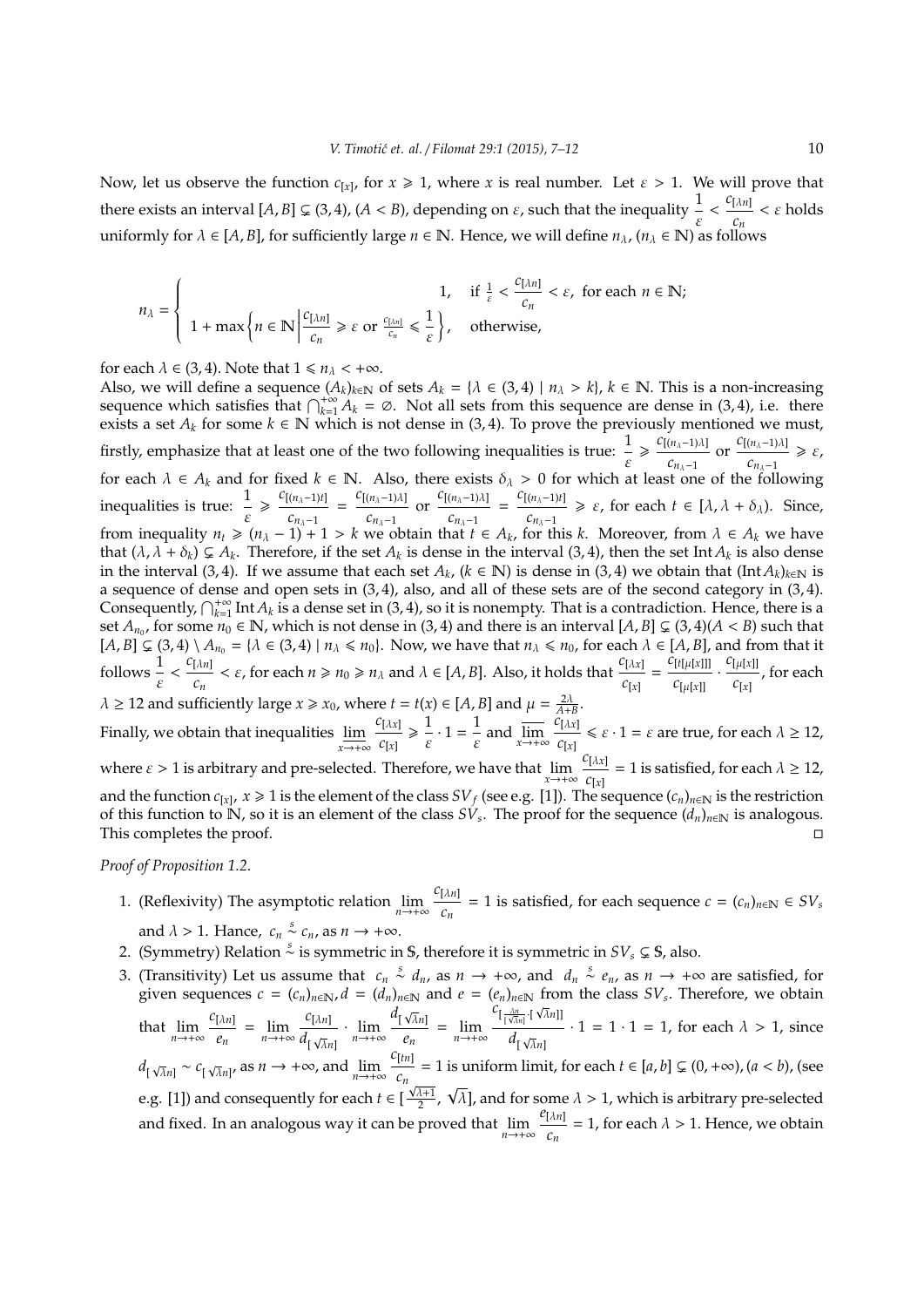Now, let us observe the function $c_{[x]}$, for $x \geqslant 1$, where $x$ is real number. Let $\varepsilon > 1$. We will prove that there exists an interval $[A, B] \subsetneq (3, 4)$, $(A < B)$, depending on $\varepsilon$, such that the inequality $\dfrac{1}{\varepsilon} < \dfrac{c_{[\lambda n]}}{c_n} < \varepsilon$ holds uniformly for $\lambda \in [A, B]$, for sufficiently large $n \in \mathbb{N}$. Hence, we will define $n_\lambda$, $(n_\lambda \in \mathbb{N})$ as follows

$$n_\lambda = \begin{cases} 1, & \text{if } \frac{1}{\varepsilon} < \dfrac{c_{[\lambda n]}}{c_n} < \varepsilon, \text{ for each } n \in \mathbb{N}; \\ 1 + \max\left\{ n \in \mathbb{N} \,\middle|\, \dfrac{c_{[\lambda n]}}{c_n} \geqslant \varepsilon \text{ or } \frac{c_{[\lambda n]}}{c_n} \leqslant \dfrac{1}{\varepsilon} \right\}, & \text{otherwise,} \end{cases}$$

for each $\lambda \in (3, 4)$. Note that $1 \leqslant n_\lambda < +\infty$.

Also, we will define a sequence $(A_k)_{k \in \mathbb{N}}$ of sets $A_k = \{\lambda \in (3, 4) \mid n_\lambda > k\}$, $k \in \mathbb{N}$. This is a non-increasing sequence which satisfies that $\bigcap_{k=1}^{+\infty} A_k = \varnothing$. Not all sets from this sequence are dense in $(3, 4)$, i.e. there exists a set $A_k$ for some $k \in \mathbb{N}$ which is not dense in $(3, 4)$. To prove the previously mentioned we must, firstly, emphasize that at least one of the two following inequalities is true: $\dfrac{1}{\varepsilon} \geqslant \dfrac{c_{[(n_\lambda - 1)\lambda]}}{c_{n_\lambda - 1}}$ or $\dfrac{c_{[(n_\lambda - 1)\lambda]}}{c_{n_\lambda - 1}} \geqslant \varepsilon$, for each $\lambda \in A_k$ and for fixed $k \in \mathbb{N}$. Also, there exists $\delta_\lambda > 0$ for which at least one of the following inequalities is true: $\dfrac{1}{\varepsilon} \geqslant \dfrac{c_{[(n_\lambda - 1)t]}}{c_{n_\lambda - 1}} = \dfrac{c_{[(n_\lambda - 1)\lambda]}}{c_{n_\lambda - 1}}$ or $\dfrac{c_{[(n_\lambda - 1)\lambda]}}{c_{n_\lambda - 1}} = \dfrac{c_{[(n_\lambda - 1)t]}}{c_{n_\lambda - 1}} \geqslant \varepsilon$, for each $t \in [\lambda, \lambda + \delta_\lambda)$. Since, from inequality $n_t \geqslant (n_\lambda - 1) + 1 > k$ we obtain that $t \in A_k$, for this $k$. Moreover, from $\lambda \in A_k$ we have that $(\lambda, \lambda + \delta_k) \subsetneq A_k$. Therefore, if the set $A_k$ is dense in the interval $(3, 4)$, then the set $\operatorname{Int} A_k$ is also dense in the interval $(3, 4)$. If we assume that each set $A_k$, $(k \in \mathbb{N})$ is dense in $(3, 4)$ we obtain that $(\operatorname{Int} A_k)_{k \in \mathbb{N}}$ is a sequence of dense and open sets in $(3, 4)$, also, and all of these sets are of the second category in $(3, 4)$. Consequently, $\bigcap_{k=1}^{+\infty} \operatorname{Int} A_k$ is a dense set in $(3, 4)$, so it is nonempty. That is a contradiction. Hence, there is a set $A_{n_0}$, for some $n_0 \in \mathbb{N}$, which is not dense in $(3, 4)$ and there is an interval $[A, B] \subsetneq (3, 4) (A < B)$ such that $[A, B] \subsetneq (3, 4) \setminus A_{n_0} = \{\lambda \in (3, 4) \mid n_\lambda \leqslant n_0\}$. Now, we have that $n_\lambda \leqslant n_0$, for each $\lambda \in [A, B]$, and from that it follows $\dfrac{1}{\varepsilon} < \dfrac{c_{[\lambda n]}}{c_n} < \varepsilon$, for each $n \geqslant n_0 \geqslant n_\lambda$ and $\lambda \in [A, B]$. Also, it holds that $\dfrac{c_{[\lambda x]}}{c_{[x]}} = \dfrac{c_{[t[\mu[x]]]}}{c_{[\mu[x]]}} \cdot \dfrac{c_{[\mu[x]]}}{c_{[x]}}$, for each $\lambda \geq 12$ and sufficiently large $x \geqslant x_0$, where $t = t(x) \in [A, B]$ and $\mu = \frac{2\lambda}{A+B}$.

Finally, we obtain that inequalities $\varliminf\limits_{x \to +\infty} \dfrac{c_{[\lambda x]}}{c_{[x]}} \geqslant \dfrac{1}{\varepsilon} \cdot 1 = \dfrac{1}{\varepsilon}$ and $\varlimsup\limits_{x \to +\infty} \dfrac{c_{[\lambda x]}}{c_{[x]}} \leqslant \varepsilon \cdot 1 = \varepsilon$ are true, for each $\lambda \geq 12$, where $\varepsilon > 1$ is arbitrary and pre-selected. Therefore, we have that $\lim\limits_{x \to +\infty} \dfrac{c_{[\lambda x]}}{c_{[x]}} = 1$ is satisfied, for each $\lambda \geq 12$, and the function $c_{[x]}$, $x \geqslant 1$ is the element of the class $SV_f$ (see e.g. [1]). The sequence $(c_n)_{n \in \mathbb{N}}$ is the restriction of this function to $\mathbb{N}$, so it is an element of the class $SV_s$. The proof for the sequence $(d_n)_{n \in \mathbb{N}}$ is analogous. This completes the proof. $\square$

*Proof of Proposition 1.2.*

1. (Reflexivity) The asymptotic relation $\lim\limits_{n \to +\infty} \dfrac{c_{[\lambda n]}}{c_n} = 1$ is satisfied, for each sequence $c = (c_n)_{n \in \mathbb{N}} \in SV_s$ and $\lambda > 1$. Hence, $c_n \overset{s}{\sim} c_n$, as $n \to +\infty$.
2. (Symmetry) Relation $\overset{s}{\sim}$ is symmetric in $\mathbb{S}$, therefore it is symmetric in $SV_s \subsetneq \mathbb{S}$, also.
3. (Transitivity) Let us assume that $c_n \overset{s}{\sim} d_n$, as $n \to +\infty$, and $d_n \overset{s}{\sim} e_n$, as $n \to +\infty$ are satisfied, for given sequences $c = (c_n)_{n \in \mathbb{N}}$, $d = (d_n)_{n \in \mathbb{N}}$ and $e = (e_n)_{n \in \mathbb{N}}$ from the class $SV_s$. Therefore, we obtain that $\lim\limits_{n \to +\infty} \dfrac{c_{[\lambda n]}}{e_n} = \lim\limits_{n \to +\infty} \dfrac{c_{[\lambda n]}}{d_{[\sqrt{\lambda} n]}} \cdot \lim\limits_{n \to +\infty} \dfrac{d_{[\sqrt{\lambda} n]}}{e_n} = \lim\limits_{n \to +\infty} \dfrac{c_{[\frac{\lambda n}{[\sqrt{\lambda} n]} \cdot [\sqrt{\lambda} n]]}}{d_{[\sqrt{\lambda} n]}} \cdot 1 = 1 \cdot 1 = 1$, for each $\lambda > 1$, since $d_{[\sqrt{\lambda} n]} \sim c_{[\sqrt{\lambda} n]}$, as $n \to +\infty$, and $\lim\limits_{n \to +\infty} \dfrac{c_{[tn]}}{c_n} = 1$ is uniform limit, for each $t \in [a, b] \subsetneq (0, +\infty)$, $(a < b)$, (see e.g. [1]) and consequently for each $t \in [\frac{\sqrt{\lambda}+1}{2}, \sqrt{\lambda}]$, and for some $\lambda > 1$, which is arbitrary pre-selected and fixed. In an analogous way it can be proved that $\lim\limits_{n \to +\infty} \dfrac{e_{[\lambda n]}}{c_n} = 1$, for each $\lambda > 1$. Hence, we obtain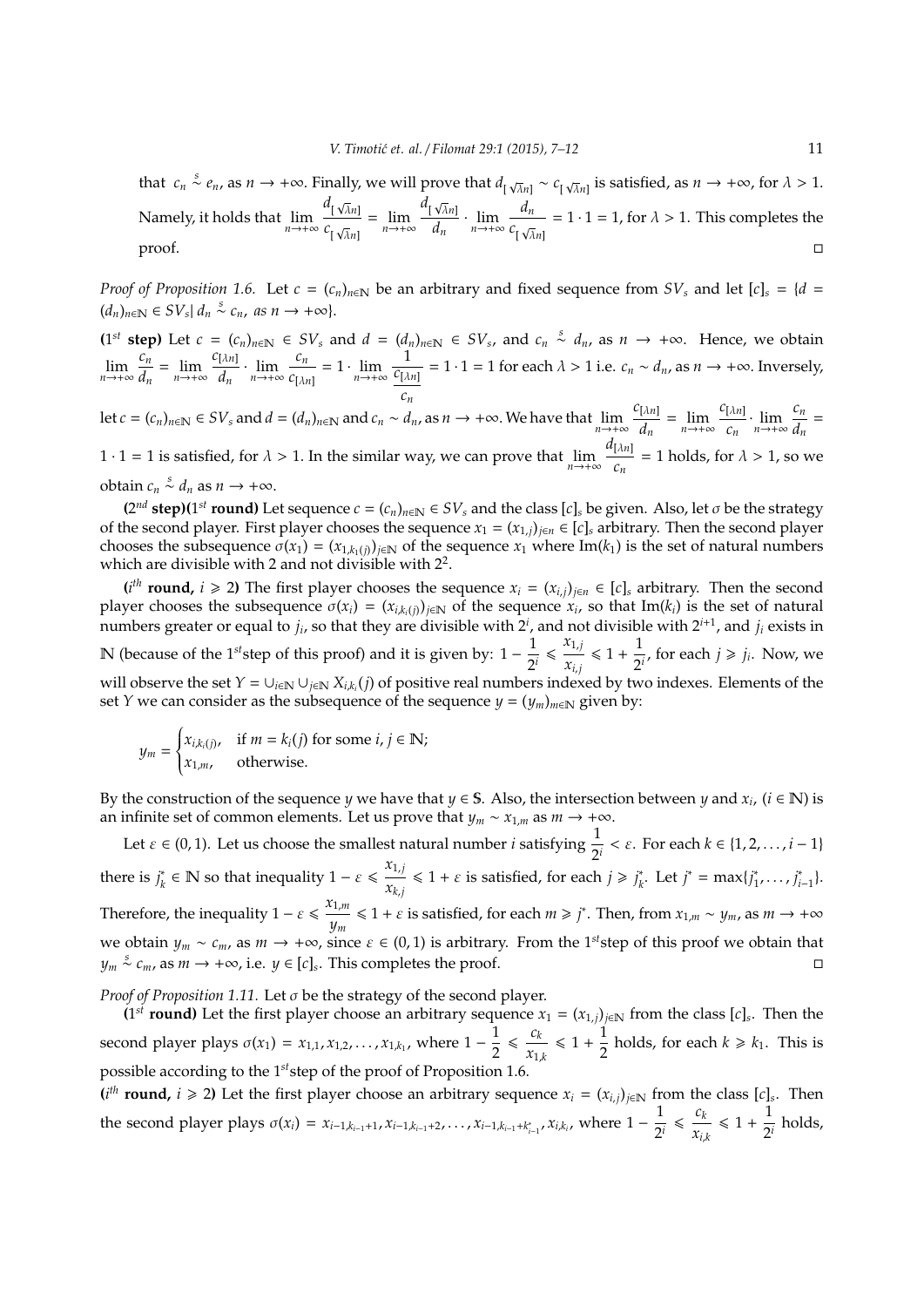that $c_n \overset{s}{\sim} e_n$, as $n \to +\infty$. Finally, we will prove that $d_{[\sqrt{\lambda}n]} \sim c_{[\sqrt{\lambda}n]}$ is satisfied, as $n \to +\infty$, for $\lambda > 1$. Namely, it holds that $\lim_{n\to+\infty} \frac{d_{[\sqrt{\lambda}n]}}{c_{[\sqrt{\lambda}n]}} = \lim_{n\to+\infty} \frac{d_{[\sqrt{\lambda}n]}}{d_n} \cdot \lim_{n\to+\infty} \frac{d_n}{c_{[\sqrt{\lambda}n]}} = 1 \cdot 1 = 1$, for $\lambda > 1$. This completes the proof. □

*Proof of Proposition 1.6.* Let $c = (c_n)_{n\in\mathbb{N}}$ be an arbitrary and fixed sequence from $SV_s$ and let $[c]_s = \{d = (d_n)_{n\in\mathbb{N}} \in SV_s |\, d_n \overset{s}{\sim} c_n,\ as\ n \to +\infty\}$.

**(1$^{st}$ step)** Let $c = (c_n)_{n\in\mathbb{N}} \in SV_s$ and $d = (d_n)_{n\in\mathbb{N}} \in SV_s$, and $c_n \overset{s}{\sim} d_n$, as $n \to +\infty$. Hence, we obtain $\lim_{n\to+\infty} \frac{c_n}{d_n} = \lim_{n\to+\infty} \frac{c_{[\lambda n]}}{d_n} \cdot \lim_{n\to+\infty} \frac{c_n}{c_{[\lambda n]}} = 1 \cdot \lim_{n\to+\infty} \frac{1}{\frac{c_{[\lambda n]}}{c_n}} = 1 \cdot 1 = 1$ for each $\lambda > 1$ i.e. $c_n \sim d_n$, as $n \to +\infty$. Inversely, let $c = (c_n)_{n\in\mathbb{N}} \in SV_s$ and $d = (d_n)_{n\in\mathbb{N}}$ and $c_n \sim d_n$, as $n \to +\infty$. We have that $\lim_{n\to+\infty} \frac{c_{[\lambda n]}}{d_n} = \lim_{n\to+\infty} \frac{c_{[\lambda n]}}{c_n} \cdot \lim_{n\to+\infty} \frac{c_n}{d_n} = 1 \cdot 1 = 1$ is satisfied, for $\lambda > 1$. In the similar way, we can prove that $\lim_{n\to+\infty} \frac{d_{[\lambda n]}}{c_n} = 1$ holds, for $\lambda > 1$, so we obtain $c_n \overset{s}{\sim} d_n$ as $n \to +\infty$.

**(2$^{nd}$ step)(1$^{st}$ round)** Let sequence $c = (c_n)_{n\in\mathbb{N}} \in SV_s$ and the class $[c]_s$ be given. Also, let $\sigma$ be the strategy of the second player. First player chooses the sequence $x_1 = (x_{1,j})_{j\in n} \in [c]_s$ arbitrary. Then the second player chooses the subsequence $\sigma(x_1) = (x_{1,k_1(j)})_{j\in\mathbb{N}}$ of the sequence $x_1$ where $\mathrm{Im}(k_1)$ is the set of natural numbers which are divisible with 2 and not divisible with $2^2$.

**($i^{th}$ round, $i \geqslant 2$)** The first player chooses the sequence $x_i = (x_{i,j})_{j\in n} \in [c]_s$ arbitrary. Then the second player chooses the subsequence $\sigma(x_i) = (x_{i,k_i(j)})_{j\in\mathbb{N}}$ of the sequence $x_i$, so that $\mathrm{Im}(k_i)$ is the set of natural numbers greater or equal to $j_i$, so that they are divisible with $2^i$, and not divisible with $2^{i+1}$, and $j_i$ exists in $\mathbb{N}$ (because of the 1$^{st}$step of this proof) and it is given by: $1 - \frac{1}{2^i} \leqslant \frac{x_{1,j}}{x_{i,j}} \leqslant 1 + \frac{1}{2^i}$, for each $j \geqslant j_i$. Now, we will observe the set $Y = \cup_{i\in\mathbb{N}} \cup_{j\in\mathbb{N}} X_{i,k_i}(j)$ of positive real numbers indexed by two indexes. Elements of the set $Y$ we can consider as the subsequence of the sequence $y = (y_m)_{m\in\mathbb{N}}$ given by:

$$y_m = \begin{cases} x_{i,k_i(j)}, & \text{if } m = k_i(j) \text{ for some } i, j \in \mathbb{N}; \\ x_{1,m}, & \text{otherwise.} \end{cases}$$

By the construction of the sequence $y$ we have that $y \in \mathbb{S}$. Also, the intersection between $y$ and $x_i$, ($i \in \mathbb{N}$) is an infinite set of common elements. Let us prove that $y_m \sim x_{1,m}$ as $m \to +\infty$.

Let $\varepsilon \in (0, 1)$. Let us choose the smallest natural number $i$ satisfying $\frac{1}{2^i} < \varepsilon$. For each $k \in \{1, 2, \ldots, i-1\}$ there is $j_k^* \in \mathbb{N}$ so that inequality $1 - \varepsilon \leqslant \frac{x_{1,j}}{x_{k,j}} \leqslant 1 + \varepsilon$ is satisfied, for each $j \geqslant j_k^*$. Let $j^* = \max\{j_1^*, \ldots, j_{i-1}^*\}$. Therefore, the inequality $1 - \varepsilon \leqslant \frac{x_{1,m}}{y_m} \leqslant 1 + \varepsilon$ is satisfied, for each $m \geqslant j^*$. Then, from $x_{1,m} \sim y_m$, as $m \to +\infty$ we obtain $y_m \sim c_m$, as $m \to +\infty$, since $\varepsilon \in (0, 1)$ is arbitrary. From the 1$^{st}$step of this proof we obtain that $y_m \overset{s}{\sim} c_m$, as $m \to +\infty$, i.e. $y \in [c]_s$. This completes the proof. □

*Proof of Proposition 1.11.* Let $\sigma$ be the strategy of the second player.

**(1$^{st}$ round)** Let the first player choose an arbitrary sequence $x_1 = (x_{1,j})_{j\in\mathbb{N}}$ from the class $[c]_s$. Then the second player plays $\sigma(x_1) = x_{1,1}, x_{1,2}, \ldots, x_{1,k_1}$, where $1 - \frac{1}{2} \leqslant \frac{c_k}{x_{1,k}} \leqslant 1 + \frac{1}{2}$ holds, for each $k \geqslant k_1$. This is possible according to the 1$^{st}$step of the proof of Proposition 1.6.

**($i^{th}$ round, $i \geqslant 2$)** Let the first player choose an arbitrary sequence $x_i = (x_{i,j})_{j\in\mathbb{N}}$ from the class $[c]_s$. Then the second player plays $\sigma(x_i) = x_{i-1,k_{i-1}+1}, x_{i-1,k_{i-1}+2}, \ldots, x_{i-1,k_{i-1}+k_{i-1}^*}, x_{i,k_i}$, where $1 - \frac{1}{2^i} \leqslant \frac{c_k}{x_{i,k}} \leqslant 1 + \frac{1}{2^i}$ holds,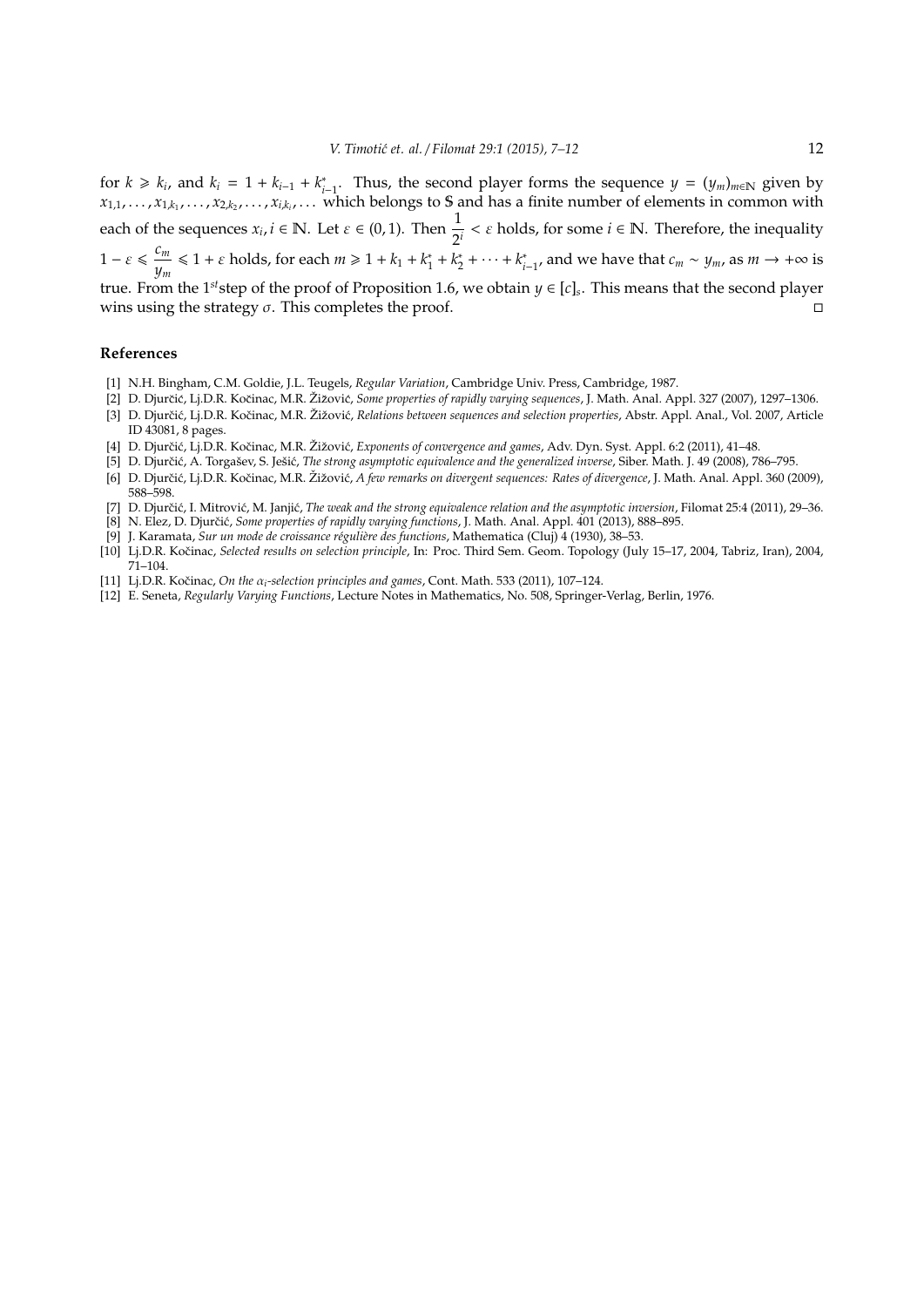for $k \geqslant k_i$, and $k_i = 1 + k_{i-1} + k^*_{i-1}$. Thus, the second player forms the sequence $y = (y_m)_{m\in\mathbb{N}}$ given by $x_{1,1}, \ldots, x_{1,k_1}, \ldots, x_{2,k_2}, \ldots, x_{i,k_i}, \ldots$ which belongs to $\mathbb{S}$ and has a finite number of elements in common with each of the sequences $x_i, i \in \mathbb{N}$. Let $\varepsilon \in (0,1)$. Then $\frac{1}{2^i} < \varepsilon$ holds, for some $i \in \mathbb{N}$. Therefore, the inequality $1 - \varepsilon \leqslant \frac{c_m}{y_m} \leqslant 1 + \varepsilon$ holds, for each $m \geqslant 1 + k_1 + k^*_1 + k^*_2 + \cdots + k^*_{i-1}$, and we have that $c_m \sim y_m$, as $m \to +\infty$ is true. From the $1^{st}$step of the proof of Proposition 1.6, we obtain $y \in [c]_s$. This means that the second player wins using the strategy $\sigma$. This completes the proof. □

## References

[1] N.H. Bingham, C.M. Goldie, J.L. Teugels, *Regular Variation*, Cambridge Univ. Press, Cambridge, 1987.

[2] D. Djurčić, Lj.D.R. Kočinac, M.R. Žižović, *Some properties of rapidly varying sequences*, J. Math. Anal. Appl. 327 (2007), 1297–1306.

[3] D. Djurčić, Lj.D.R. Kočinac, M.R. Žižović, *Relations between sequences and selection properties*, Abstr. Appl. Anal., Vol. 2007, Article ID 43081, 8 pages.

[4] D. Djurčić, Lj.D.R. Kočinac, M.R. Žižović, *Exponents of convergence and games*, Adv. Dyn. Syst. Appl. 6:2 (2011), 41–48.

[5] D. Djurčić, A. Torgašev, S. Ješić, *The strong asymptotic equivalence and the generalized inverse*, Siber. Math. J. 49 (2008), 786–795.

[6] D. Djurčić, Lj.D.R. Kočinac, M.R. Žižović, *A few remarks on divergent sequences: Rates of divergence*, J. Math. Anal. Appl. 360 (2009), 588–598.

[7] D. Djurčić, I. Mitrović, M. Janjić, *The weak and the strong equivalence relation and the asymptotic inversion*, Filomat 25:4 (2011), 29–36.

[8] N. Elez, D. Djurčić, *Some properties of rapidly varying functions*, J. Math. Anal. Appl. 401 (2013), 888–895.

[9] J. Karamata, *Sur un mode de croissance régulière des functions*, Mathematica (Cluj) 4 (1930), 38–53.

[10] Lj.D.R. Kočinac, *Selected results on selection principle*, In: Proc. Third Sem. Geom. Topology (July 15–17, 2004, Tabriz, Iran), 2004, 71–104.

[11] Lj.D.R. Kočinac, *On the $\alpha_i$-selection principles and games*, Cont. Math. 533 (2011), 107–124.

[12] E. Seneta, *Regularly Varying Functions*, Lecture Notes in Mathematics, No. 508, Springer-Verlag, Berlin, 1976.